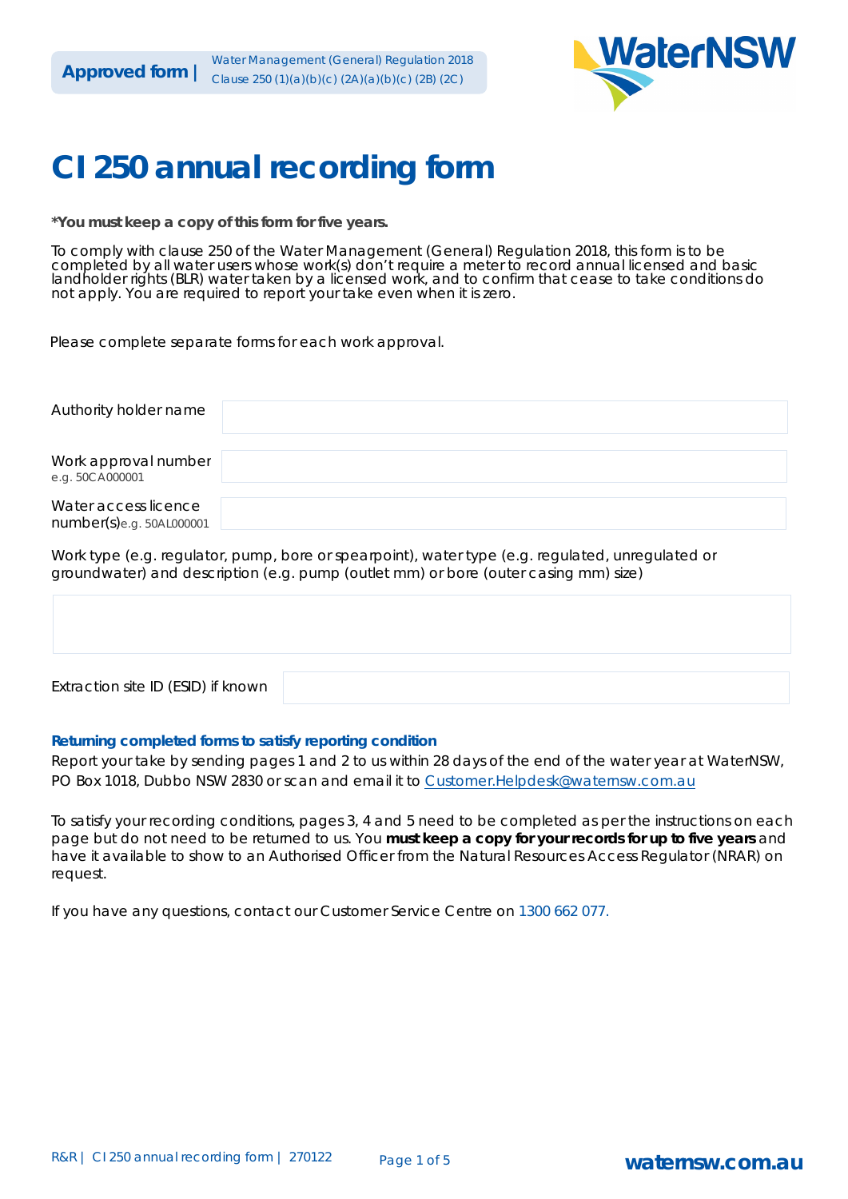**Approved form |** Water Management (General) Regulation 2018
Clause 250 (1)(a)(b)(c) (2A)(a)(b)(c) (2B) (2C)

# CI 250 annual recording form

***You must keep a copy of this form for five years.**

To comply with clause 250 of the Water Management (General) Regulation 2018, this form is to be completed by all water users whose work(s) don't require a meter to record annual licensed and basic landholder rights (BLR) water taken by a licensed work, and to confirm that cease to take conditions do not apply. You are required to report your take even when it is zero.

Please complete separate forms for each work approval.

| | |
|---|---|
| Authority holder name | |
| Work approval number e.g. 50CA000001 | |
| Water access licence number(s) e.g. 50AL000001 | |

Work type (e.g. regulator, pump, bore or spearpoint), water type (e.g. regulated, unregulated or groundwater) and description (e.g. pump (outlet mm) or bore (outer casing mm) size)

| |
|---|
| |

| | |
|---|---|
| Extraction site ID (ESID) if known | |

### Returning completed forms to satisfy reporting condition

Report your take by sending pages 1 and 2 to us within 28 days of the end of the water year at WaterNSW, PO Box 1018, Dubbo NSW 2830 or scan and email it to Customer.Helpdesk@waternsw.com.au

To satisfy your recording conditions, pages 3, 4 and 5 need to be completed as per the instructions on each page but do not need to be returned to us. You **must keep a copy for your records for up to five years** and have it available to show to an Authorised Officer from the Natural Resources Access Regulator (NRAR) on request.

If you have any questions, contact our Customer Service Centre on 1300 662 077.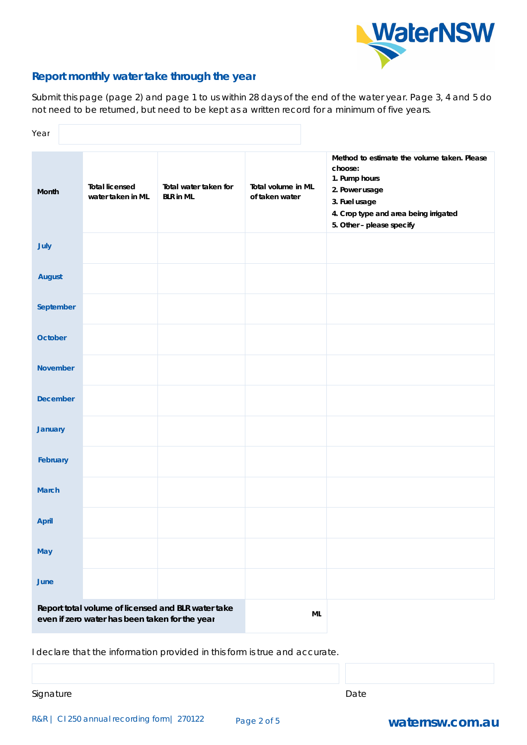## Report monthly water take through the year

Submit this page (page 2) and page 1 to us within 28 days of the end of the water year. Page 3, 4 and 5 do not need to be returned, but need to be kept as a written record for a minimum of five years.

Year

| Month | Total licensed water taken in ML | Total water taken for BLR in ML | Total volume in ML of taken water | Method to estimate the volume taken. Please choose: 1. Pump hours 2. Power usage 3. Fuel usage 4. Crop type and area being irrigated 5. Other – please specify |
|---|---|---|---|---|
| July | | | | |
| August | | | | |
| September | | | | |
| October | | | | |
| November | | | | |
| December | | | | |
| January | | | | |
| February | | | | |
| March | | | | |
| April | | | | |
| May | | | | |
| June | | | | |
| **Report total volume of licensed and BLR water take even if zero water has been taken for the year** | | | ML | |

I declare that the information provided in this form is true and accurate.

Signature

Date

R&R | CI 250 annual recording form| 270122

watensw.com.au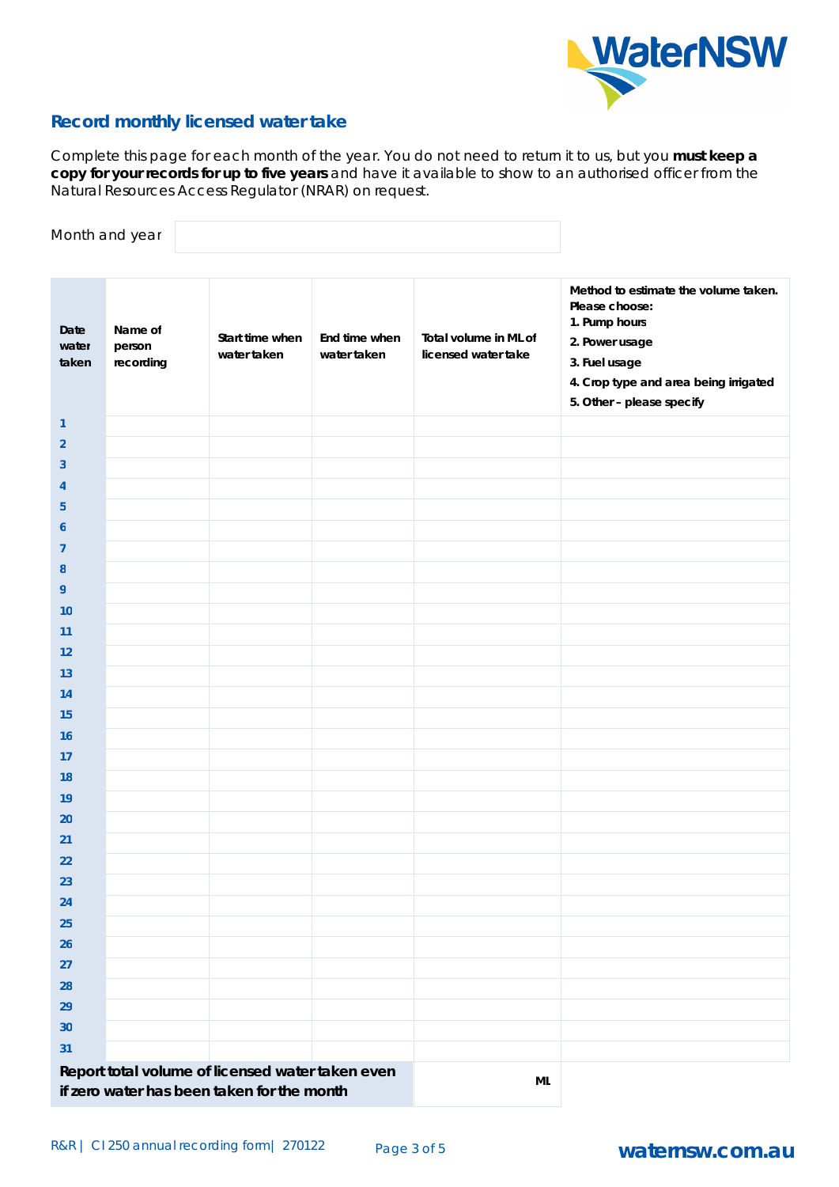## Record monthly licensed water take

Complete this page for each month of the year. You do not need to return it to us, but you **must keep a copy for your records for up to five years** and have it available to show to an authorised officer from the Natural Resources Access Regulator (NRAR) on request.

Month and year

| Date water taken | Name of person recording | Start time when water taken | End time when water taken | Total volume in ML of licensed water take | Method to estimate the volume taken. Please choose: 1. Pump hours 2. Power usage 3. Fuel usage 4. Crop type and area being irrigated 5. Other – please specify |
|---|---|---|---|---|---|
| 1 | | | | | |
| 2 | | | | | |
| 3 | | | | | |
| 4 | | | | | |
| 5 | | | | | |
| 6 | | | | | |
| 7 | | | | | |
| 8 | | | | | |
| 9 | | | | | |
| 10 | | | | | |
| 11 | | | | | |
| 12 | | | | | |
| 13 | | | | | |
| 14 | | | | | |
| 15 | | | | | |
| 16 | | | | | |
| 17 | | | | | |
| 18 | | | | | |
| 19 | | | | | |
| 20 | | | | | |
| 21 | | | | | |
| 22 | | | | | |
| 23 | | | | | |
| 24 | | | | | |
| 25 | | | | | |
| 26 | | | | | |
| 27 | | | | | |
| 28 | | | | | |
| 29 | | | | | |
| 30 | | | | | |
| 31 | | | | | |
| **Report total volume of licensed water taken even if zero water has been taken for the month** | | | | ML | |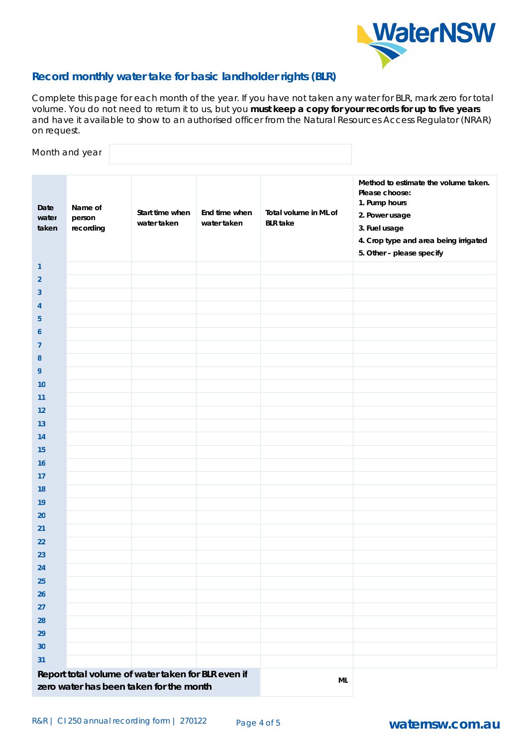## Record monthly water take for basic landholder rights (BLR)

Complete this page for each month of the year. If you have not taken any water for BLR, mark zero for total volume. You do not need to return it to us, but you **must keep a copy for your records for up to five years** and have it available to show to an authorised officer from the Natural Resources Access Regulator (NRAR) on request.

Month and year

| Date water taken | Name of person recording | Start time when water taken | End time when water taken | Total volume in ML of BLR take | Method to estimate the volume taken. Please choose: 1. Pump hours 2. Power usage 3. Fuel usage 4. Crop type and area being irrigated 5. Other – please specify |
|---|---|---|---|---|---|
| 1 | | | | | |
| 2 | | | | | |
| 3 | | | | | |
| 4 | | | | | |
| 5 | | | | | |
| 6 | | | | | |
| 7 | | | | | |
| 8 | | | | | |
| 9 | | | | | |
| 10 | | | | | |
| 11 | | | | | |
| 12 | | | | | |
| 13 | | | | | |
| 14 | | | | | |
| 15 | | | | | |
| 16 | | | | | |
| 17 | | | | | |
| 18 | | | | | |
| 19 | | | | | |
| 20 | | | | | |
| 21 | | | | | |
| 22 | | | | | |
| 23 | | | | | |
| 24 | | | | | |
| 25 | | | | | |
| 26 | | | | | |
| 27 | | | | | |
| 28 | | | | | |
| 29 | | | | | |
| 30 | | | | | |
| 31 | | | | | |
| **Report total volume of water taken for BLR even if zero water has been taken for the month** | | | | ML | |

R&R | CI 250 annual recording form | 270122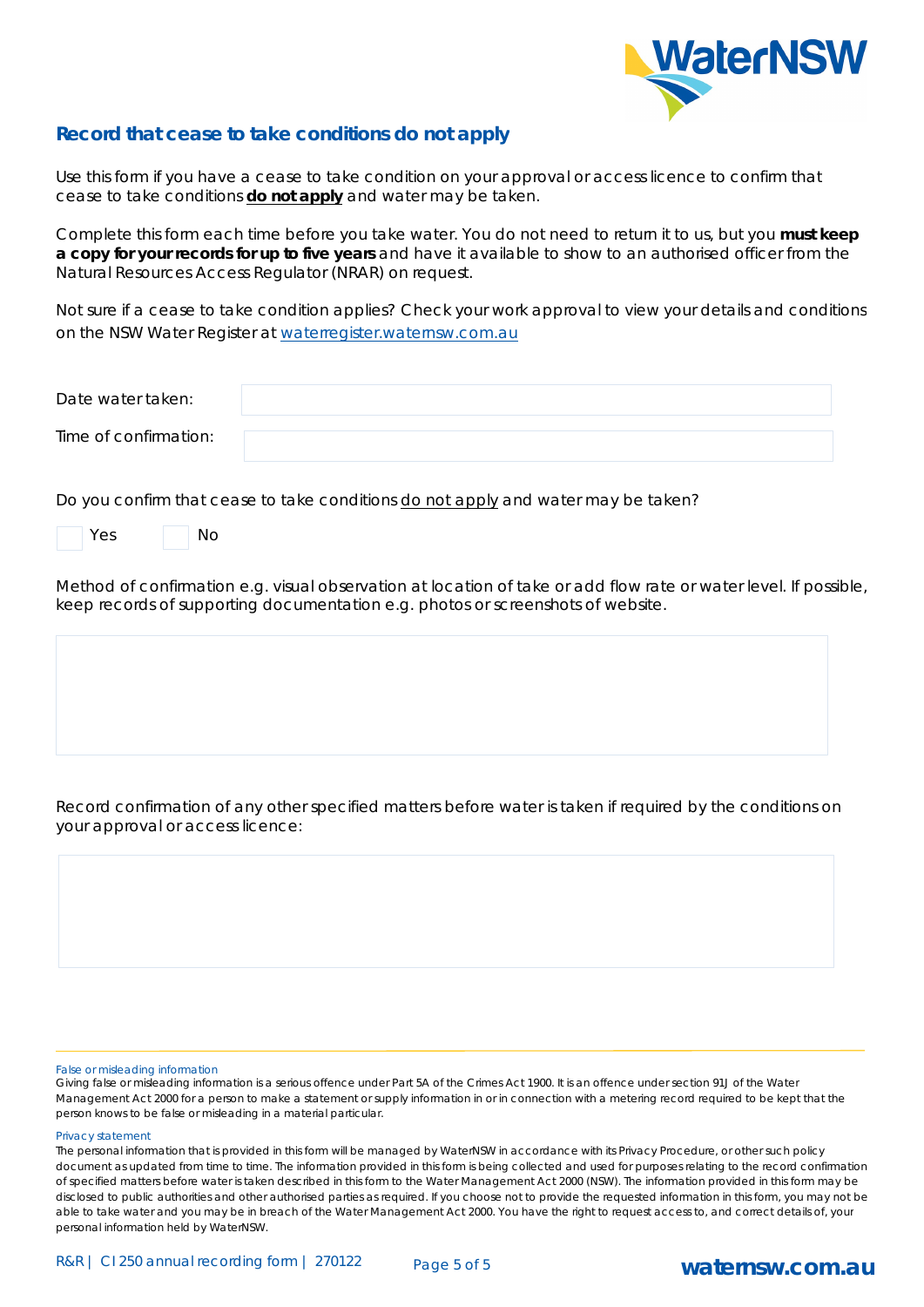## Record that cease to take conditions do not apply

Use this form if you have a cease to take condition on your approval or access licence to confirm that cease to take conditions **do not apply** and water may be taken.

Complete this form each time before you take water. You do not need to return it to us, but you **must keep a copy for your records for up to five years** and have it available to show to an authorised officer from the Natural Resources Access Regulator (NRAR) on request.

Not sure if a cease to take condition applies? Check your work approval to view your details and conditions on the NSW Water Register at waterregister.waternsw.com.au

| | |
|---|---|
| Date water taken: | |
| Time of confirmation: | |

Do you confirm that cease to take conditions do not apply and water may be taken?

☐ Yes ☐ No

Method of confirmation e.g. visual observation at location of take or add flow rate or water level. If possible, keep records of supporting documentation e.g. photos or screenshots of website.

Record confirmation of any other specified matters before water is taken if required by the conditions on your approval or access licence:

False or misleading information

Giving false or misleading information is a serious offence under Part 5A of the Crimes Act 1900. It is an offence under section 91J of the Water Management Act 2000 for a person to make a statement or supply information in or in connection with a metering record required to be kept that the person knows to be false or misleading in a material particular.

Privacy statement

The personal information that is provided in this form will be managed by WaterNSW in accordance with its Privacy Procedure, or other such policy document as updated from time to time. The information provided in this form is being collected and used for purposes relating to the record confirmation of specified matters before water is taken described in this form to the Water Management Act 2000 (NSW). The information provided in this form may be disclosed to public authorities and other authorised parties as required. If you choose not to provide the requested information in this form, you may not be able to take water and you may be in breach of the Water Management Act 2000. You have the right to request access to, and correct details of, your personal information held by WaterNSW.